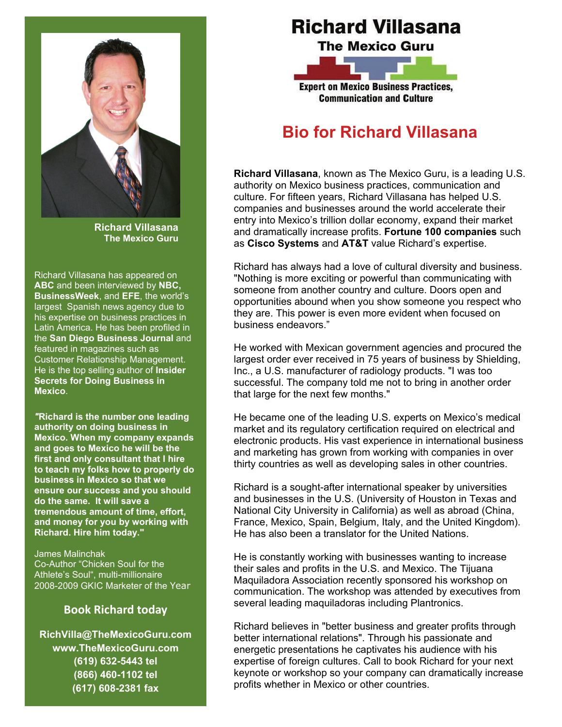# Richard Villasana

**The Mexico Guru**

**Expert on Mexico Business Practices, Communication and Culture**

## Bio for Richard Villasana

**Richard Villasana**, known as The Mexico Guru, is a leading U.S. authority on Mexico business practices, communication and culture. For fifteen years, Richard Villasana has helped U.S. companies and businesses around the world accelerate their entry into Mexico's trillion dollar economy, expand their market and dramatically increase profits. **Fortune 100 companies** such as **Cisco Systems** and **AT&T** value Richard's expertise.

Richard has always had a love of cultural diversity and business. "Nothing is more exciting or powerful than communicating with someone from another country and culture. Doors open and opportunities abound when you show someone you respect who they are. This power is even more evident when focused on business endeavors."

He worked with Mexican government agencies and procured the largest order ever received in 75 years of business by Shielding, Inc., a U.S. manufacturer of radiology products. "I was too successful. The company told me not to bring in another order that large for the next few months."

He became one of the leading U.S. experts on Mexico's medical market and its regulatory certification required on electrical and electronic products. His vast experience in international business and marketing has grown from working with companies in over thirty countries as well as developing sales in other countries.

Richard is a sought-after international speaker by universities and businesses in the U.S. (University of Houston in Texas and National City University in California) as well as abroad (China, France, Mexico, Spain, Belgium, Italy, and the United Kingdom). He has also been a translator for the United Nations.

He is constantly working with businesses wanting to increase their sales and profits in the U.S. and Mexico. The Tijuana Maquiladora Association recently sponsored his workshop on communication. The workshop was attended by executives from several leading maquiladoras including Plantronics.

Richard believes in "better business and greater profits through better international relations". Through his passionate and energetic presentations he captivates his audience with his expertise of foreign cultures. Call to book Richard for your next keynote or workshop so your company can dramatically increase profits whether in Mexico or other countries.

---

**Richard Villasana**
**The Mexico Guru**

Richard Villasana has appeared on **ABC** and been interviewed by **NBC, BusinessWeek**, and **EFE**, the world's largest Spanish news agency due to his expertise on business practices in Latin America. He has been profiled in the **San Diego Business Journal** and featured in magazines such as Customer Relationship Management. He is the top selling author of **Insider Secrets for Doing Business in Mexico**.

**"Richard is the number one leading authority on doing business in Mexico. When my company expands and goes to Mexico he will be the first and only consultant that I hire to teach my folks how to properly do business in Mexico so that we ensure our success and you should do the same. It will save a tremendous amount of time, effort, and money for you by working with Richard. Hire him today."**

James Malinchak
Co-Author "Chicken Soul for the Athlete's Soul", multi-millionaire
2008-2009 GKIC Marketer of the Year

### Book Richard today

**RichVilla@TheMexicoGuru.com**
**www.TheMexicoGuru.com**
**(619) 632-5443 tel**
**(866) 460-1102 tel**
**(617) 608-2381 fax**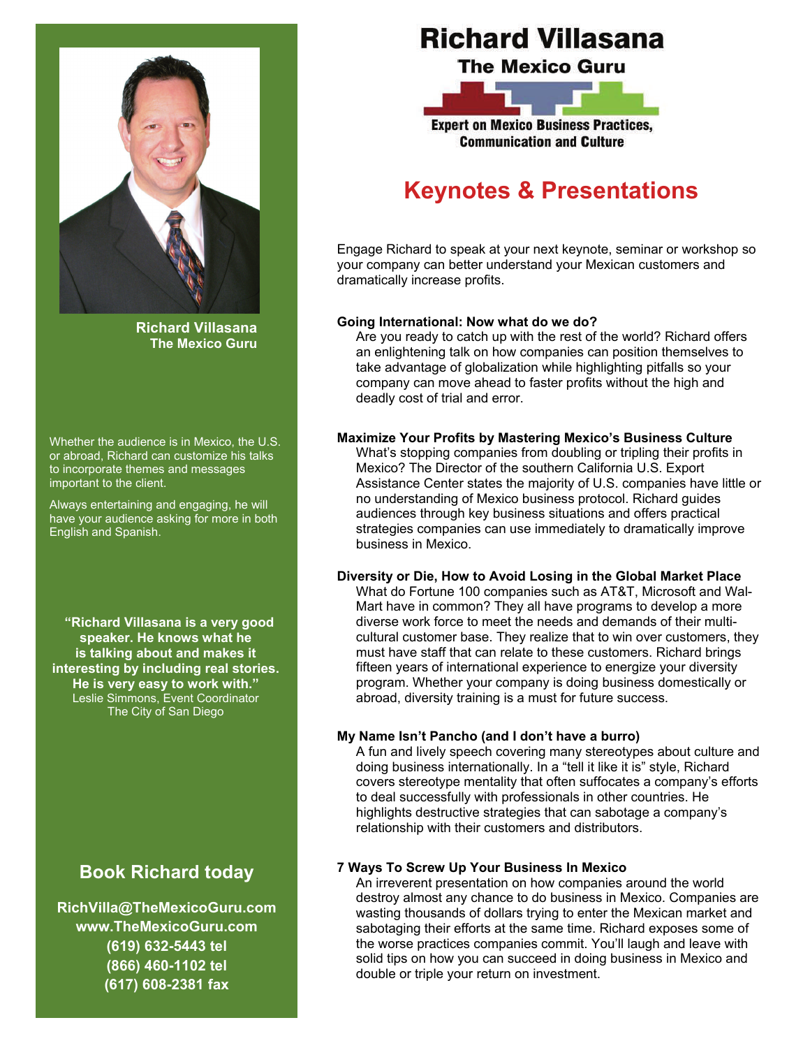# Richard Villasana

## The Mexico Guru

**Expert on Mexico Business Practices, Communication and Culture**

## Keynotes & Presentations

Engage Richard to speak at your next keynote, seminar or workshop so your company can better understand your Mexican customers and dramatically increase profits.

**Going International: Now what do we do?**

Are you ready to catch up with the rest of the world? Richard offers an enlightening talk on how companies can position themselves to take advantage of globalization while highlighting pitfalls so your company can move ahead to faster profits without the high and deadly cost of trial and error.

**Maximize Your Profits by Mastering Mexico's Business Culture**

What's stopping companies from doubling or tripling their profits in Mexico? The Director of the southern California U.S. Export Assistance Center states the majority of U.S. companies have little or no understanding of Mexico business protocol. Richard guides audiences through key business situations and offers practical strategies companies can use immediately to dramatically improve business in Mexico.

**Diversity or Die, How to Avoid Losing in the Global Market Place**

What do Fortune 100 companies such as AT&T, Microsoft and Wal-Mart have in common? They all have programs to develop a more diverse work force to meet the needs and demands of their multi-cultural customer base. They realize that to win over customers, they must have staff that can relate to these customers. Richard brings fifteen years of international experience to energize your diversity program. Whether your company is doing business domestically or abroad, diversity training is a must for future success.

**My Name Isn't Pancho (and I don't have a burro)**

A fun and lively speech covering many stereotypes about culture and doing business internationally. In a "tell it like it is" style, Richard covers stereotype mentality that often suffocates a company's efforts to deal successfully with professionals in other countries. He highlights destructive strategies that can sabotage a company's relationship with their customers and distributors.

**7 Ways To Screw Up Your Business In Mexico**

An irreverent presentation on how companies around the world destroy almost any chance to do business in Mexico. Companies are wasting thousands of dollars trying to enter the Mexican market and sabotaging their efforts at the same time. Richard exposes some of the worse practices companies commit. You'll laugh and leave with solid tips on how you can succeed in doing business in Mexico and double or triple your return on investment.

---

**Richard Villasana**
**The Mexico Guru**

Whether the audience is in Mexico, the U.S. or abroad, Richard can customize his talks to incorporate themes and messages important to the client.

Always entertaining and engaging, he will have your audience asking for more in both English and Spanish.

**"Richard Villasana is a very good speaker. He knows what he is talking about and makes it interesting by including real stories. He is very easy to work with."**
Leslie Simmons, Event Coordinator
The City of San Diego

## Book Richard today

**RichVilla@TheMexicoGuru.com**
**www.TheMexicoGuru.com**
**(619) 632-5443 tel**
**(866) 460-1102 tel**
**(617) 608-2381 fax**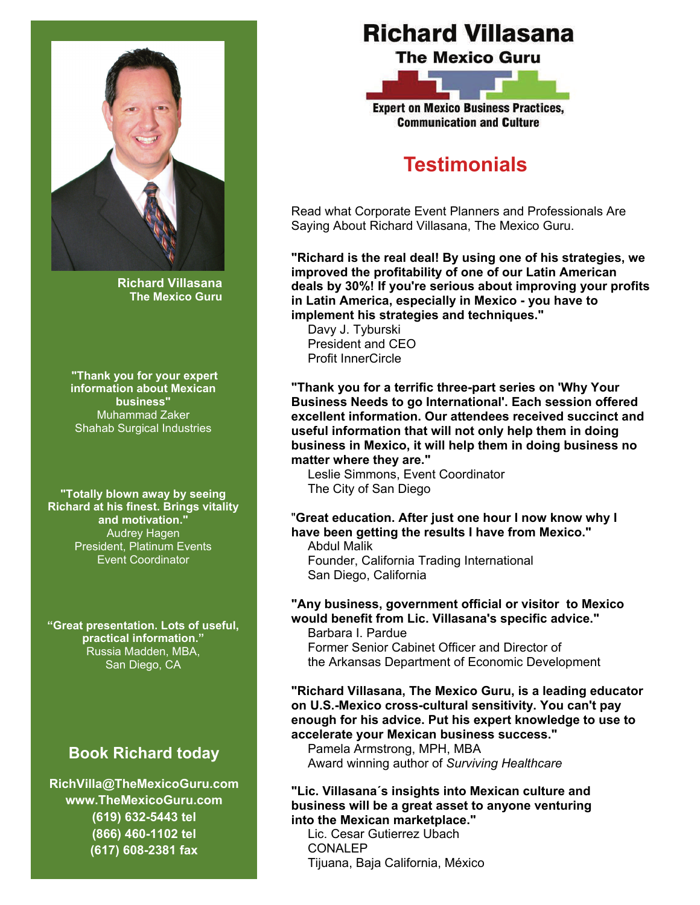# Richard Villasana

## The Mexico Guru

**Expert on Mexico Business Practices, Communication and Culture**

## Testimonials

Read what Corporate Event Planners and Professionals Are Saying About Richard Villasana, The Mexico Guru.

**"Richard is the real deal! By using one of his strategies, we improved the profitability of one of our Latin American deals by 30%! If you're serious about improving your profits in Latin America, especially in Mexico - you have to implement his strategies and techniques."**
Davy J. Tyburski
President and CEO
Profit InnerCircle

**"Thank you for a terrific three-part series on 'Why Your Business Needs to go International'. Each session offered excellent information. Our attendees received succinct and useful information that will not only help them in doing business in Mexico, it will help them in doing business no matter where they are."**
Leslie Simmons, Event Coordinator
The City of San Diego

"**Great education. After just one hour I now know why I have been getting the results I have from Mexico."**
Abdul Malik
Founder, California Trading International
San Diego, California

**"Any business, government official or visitor to Mexico would benefit from Lic. Villasana's specific advice."**
Barbara I. Pardue
Former Senior Cabinet Officer and Director of
the Arkansas Department of Economic Development

**"Richard Villasana, The Mexico Guru, is a leading educator on U.S.-Mexico cross-cultural sensitivity. You can't pay enough for his advice. Put his expert knowledge to use to accelerate your Mexican business success."**
Pamela Armstrong, MPH, MBA
Award winning author of *Surviving Healthcare*

**"Lic. Villasana´s insights into Mexican culture and business will be a great asset to anyone venturing into the Mexican marketplace."**
Lic. Cesar Gutierrez Ubach
CONALEP
Tijuana, Baja California, México

**Richard Villasana**
**The Mexico Guru**

**"Thank you for your expert information about Mexican business"**
Muhammad Zaker
Shahab Surgical Industries

**"Totally blown away by seeing Richard at his finest. Brings vitality and motivation."**
Audrey Hagen
President, Platinum Events
Event Coordinator

**"Great presentation. Lots of useful, practical information."**
Russia Madden, MBA,
San Diego, CA

## Book Richard today

**RichVilla@TheMexicoGuru.com**
**www.TheMexicoGuru.com**
**(619) 632-5443 tel**
**(866) 460-1102 tel**
**(617) 608-2381 fax**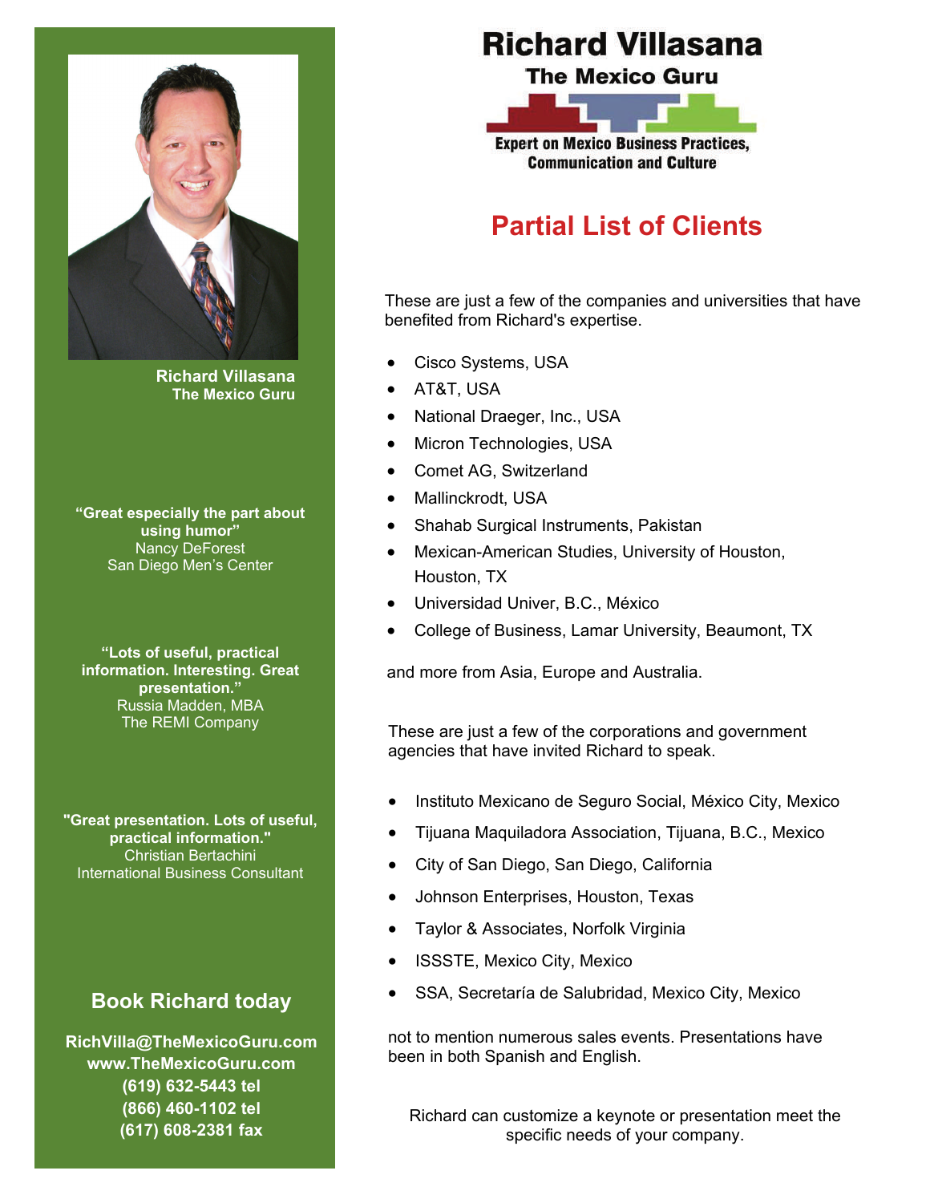# Richard Villasana

## The Mexico Guru

**Expert on Mexico Business Practices, Communication and Culture**

## Partial List of Clients

These are just a few of the companies and universities that have benefited from Richard's expertise.

- Cisco Systems, USA
- AT&T, USA
- National Draeger, Inc., USA
- Micron Technologies, USA
- Comet AG, Switzerland
- Mallinckrodt, USA
- Shahab Surgical Instruments, Pakistan
- Mexican-American Studies, University of Houston, Houston, TX
- Universidad Univer, B.C., México
- College of Business, Lamar University, Beaumont, TX

and more from Asia, Europe and Australia.

These are just a few of the corporations and government agencies that have invited Richard to speak.

- Instituto Mexicano de Seguro Social, México City, Mexico
- Tijuana Maquiladora Association, Tijuana, B.C., Mexico
- City of San Diego, San Diego, California
- Johnson Enterprises, Houston, Texas
- Taylor & Associates, Norfolk Virginia
- ISSSTE, Mexico City, Mexico
- SSA, Secretaría de Salubridad, Mexico City, Mexico

not to mention numerous sales events. Presentations have been in both Spanish and English.

Richard can customize a keynote or presentation meet the specific needs of your company.

---

**Richard Villasana**
**The Mexico Guru**

**"Great especially the part about using humor"**
Nancy DeForest
San Diego Men's Center

**"Lots of useful, practical information. Interesting. Great presentation."**
Russia Madden, MBA
The REMI Company

**"Great presentation. Lots of useful, practical information."**
Christian Bertachini
International Business Consultant

### Book Richard today

**RichVilla@TheMexicoGuru.com**
**www.TheMexicoGuru.com**
**(619) 632-5443 tel**
**(866) 460-1102 tel**
**(617) 608-2381 fax**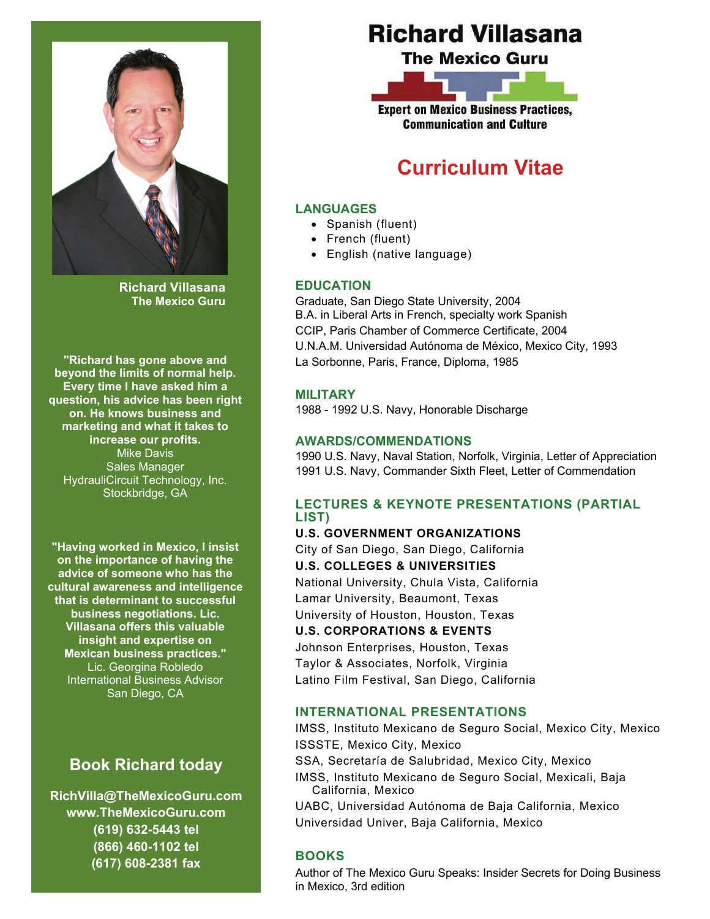# Richard Villasana

## The Mexico Guru

**Expert on Mexico Business Practices, Communication and Culture**

## Curriculum Vitae

### LANGUAGES

- Spanish (fluent)
- French (fluent)
- English (native language)

### EDUCATION

Graduate, San Diego State University, 2004
B.A. in Liberal Arts in French, specialty work Spanish
CCIP, Paris Chamber of Commerce Certificate, 2004
U.N.A.M. Universidad Autónoma de México, Mexico City, 1993
La Sorbonne, Paris, France, Diploma, 1985

### MILITARY

1988 - 1992 U.S. Navy, Honorable Discharge

### AWARDS/COMMENDATIONS

1990 U.S. Navy, Naval Station, Norfolk, Virginia, Letter of Appreciation
1991 U.S. Navy, Commander Sixth Fleet, Letter of Commendation

### LECTURES & KEYNOTE PRESENTATIONS (PARTIAL LIST)

**U.S. GOVERNMENT ORGANIZATIONS**

City of San Diego, San Diego, California

**U.S. COLLEGES & UNIVERSITIES**

National University, Chula Vista, California
Lamar University, Beaumont, Texas
University of Houston, Houston, Texas

**U.S. CORPORATIONS & EVENTS**

Johnson Enterprises, Houston, Texas
Taylor & Associates, Norfolk, Virginia
Latino Film Festival, San Diego, California

### INTERNATIONAL PRESENTATIONS

IMSS, Instituto Mexicano de Seguro Social, Mexico City, Mexico
ISSSTE, Mexico City, Mexico
SSA, Secretaría de Salubridad, Mexico City, Mexico
IMSS, Instituto Mexicano de Seguro Social, Mexicali, Baja California, Mexico
UABC, Universidad Autónoma de Baja California, Mexico
Universidad Univer, Baja California, Mexico

### BOOKS

Author of The Mexico Guru Speaks: Insider Secrets for Doing Business in Mexico, 3rd edition

---

**Richard Villasana**
**The Mexico Guru**

**"Richard has gone above and beyond the limits of normal help. Every time I have asked him a question, his advice has been right on. He knows business and marketing and what it takes to increase our profits.**
Mike Davis
Sales Manager
HydrauliCircuit Technology, Inc.
Stockbridge, GA

**"Having worked in Mexico, I insist on the importance of having the advice of someone who has the cultural awareness and intelligence that is determinant to successful business negotiations. Lic. Villasana offers this valuable insight and expertise on Mexican business practices."**
Lic. Georgina Robledo
International Business Advisor
San Diego, CA

## Book Richard today

**RichVilla@TheMexicoGuru.com**
**www.TheMexicoGuru.com**
**(619) 632-5443 tel**
**(866) 460-1102 tel**
**(617) 608-2381 fax**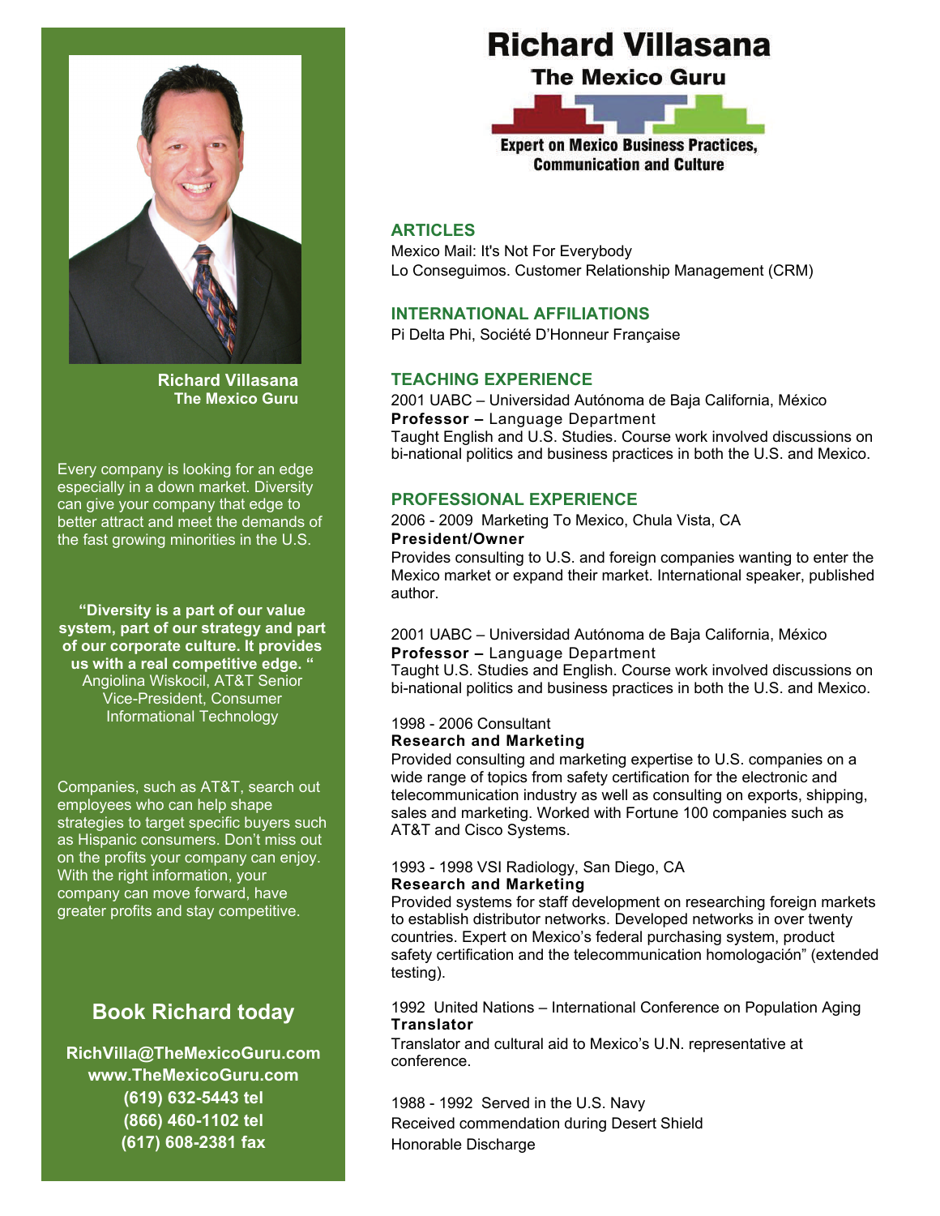# Richard Villasana

## The Mexico Guru

**Expert on Mexico Business Practices, Communication and Culture**

**Richard Villasana**
**The Mexico Guru**

Every company is looking for an edge especially in a down market. Diversity can give your company that edge to better attract and meet the demands of the fast growing minorities in the U.S.

**"Diversity is a part of our value system, part of our strategy and part of our corporate culture. It provides us with a real competitive edge. "**
Angiolina Wiskocil, AT&T Senior Vice-President, Consumer Informational Technology

Companies, such as AT&T, search out employees who can help shape strategies to target specific buyers such as Hispanic consumers. Don't miss out on the profits your company can enjoy. With the right information, your company can move forward, have greater profits and stay competitive.

## Book Richard today

**RichVilla@TheMexicoGuru.com**
**www.TheMexicoGuru.com**
**(619) 632-5443 tel**
**(866) 460-1102 tel**
**(617) 608-2381 fax**

## ARTICLES

Mexico Mail: It's Not For Everybody
Lo Conseguimos. Customer Relationship Management (CRM)

## INTERNATIONAL AFFILIATIONS

Pi Delta Phi, Société D'Honneur Française

## TEACHING EXPERIENCE

2001 UABC – Universidad Autónoma de Baja California, México
**Professor –** Language Department
Taught English and U.S. Studies. Course work involved discussions on bi-national politics and business practices in both the U.S. and Mexico.

## PROFESSIONAL EXPERIENCE

2006 - 2009 Marketing To Mexico, Chula Vista, CA
**President/Owner**
Provides consulting to U.S. and foreign companies wanting to enter the Mexico market or expand their market. International speaker, published author.

2001 UABC – Universidad Autónoma de Baja California, México
**Professor –** Language Department
Taught U.S. Studies and English. Course work involved discussions on bi-national politics and business practices in both the U.S. and Mexico.

1998 - 2006 Consultant
**Research and Marketing**
Provided consulting and marketing expertise to U.S. companies on a wide range of topics from safety certification for the electronic and telecommunication industry as well as consulting on exports, shipping, sales and marketing. Worked with Fortune 100 companies such as AT&T and Cisco Systems.

1993 - 1998 VSI Radiology, San Diego, CA
**Research and Marketing**
Provided systems for staff development on researching foreign markets to establish distributor networks. Developed networks in over twenty countries. Expert on Mexico's federal purchasing system, product safety certification and the telecommunication homologación" (extended testing).

1992 United Nations – International Conference on Population Aging
**Translator**
Translator and cultural aid to Mexico's U.N. representative at conference.

1988 - 1992 Served in the U.S. Navy
Received commendation during Desert Shield
Honorable Discharge